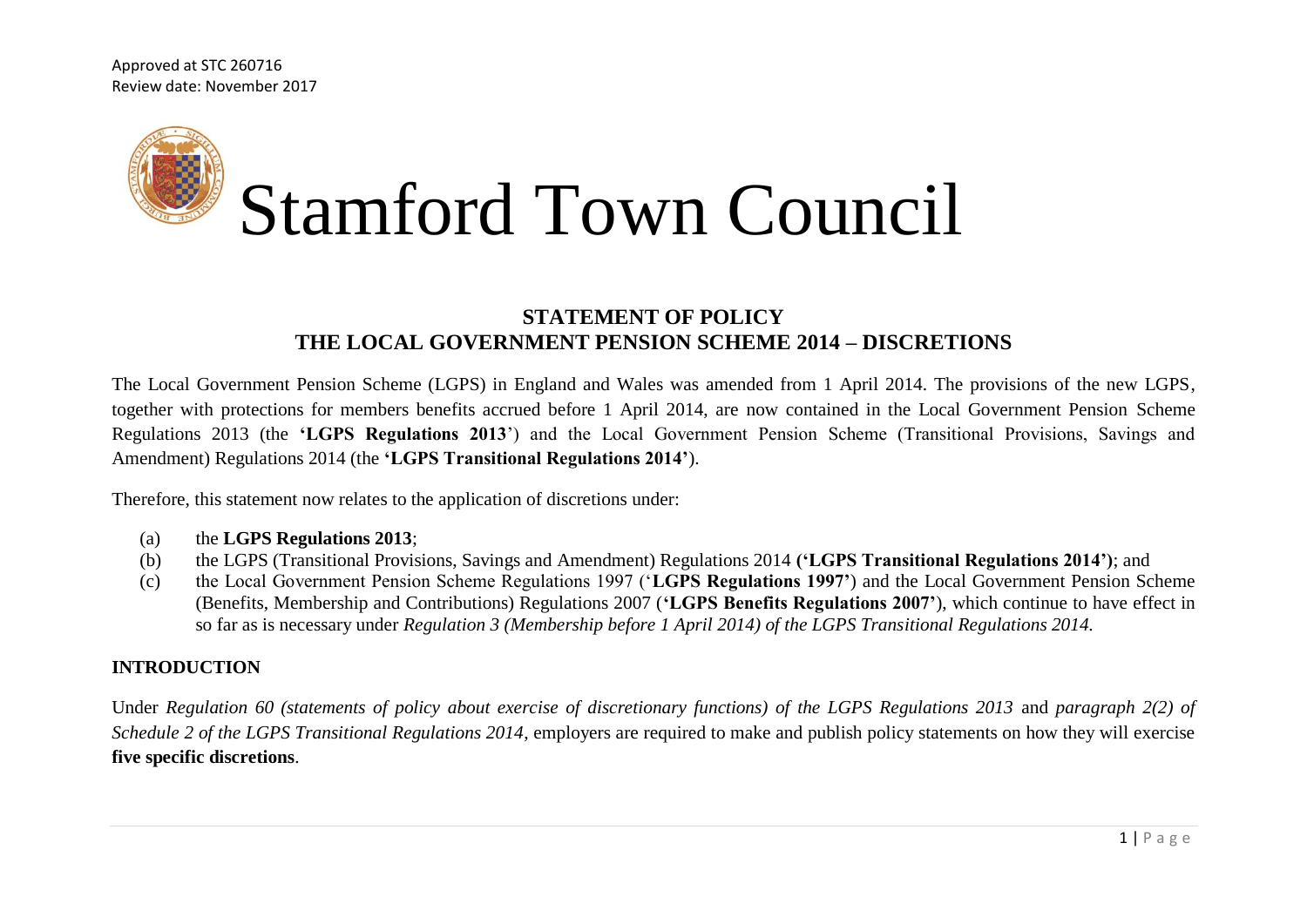Approved at STC 260716
Review date: November 2017

# Stamford Town Council

## STATEMENT OF POLICY
## THE LOCAL GOVERNMENT PENSION SCHEME 2014 – DISCRETIONS

The Local Government Pension Scheme (LGPS) in England and Wales was amended from 1 April 2014. The provisions of the new LGPS, together with protections for members benefits accrued before 1 April 2014, are now contained in the Local Government Pension Scheme Regulations 2013 (the **'LGPS Regulations 2013'**) and the Local Government Pension Scheme (Transitional Provisions, Savings and Amendment) Regulations 2014 (the **'LGPS Transitional Regulations 2014'**).

Therefore, this statement now relates to the application of discretions under:

(a) the **LGPS Regulations 2013**;
(b) the LGPS (Transitional Provisions, Savings and Amendment) Regulations 2014 **('LGPS Transitional Regulations 2014')**; and
(c) the Local Government Pension Scheme Regulations 1997 (**'LGPS Regulations 1997'**) and the Local Government Pension Scheme (Benefits, Membership and Contributions) Regulations 2007 (**'LGPS Benefits Regulations 2007'**), which continue to have effect in so far as is necessary under *Regulation 3 (Membership before 1 April 2014) of the LGPS Transitional Regulations 2014.*

### INTRODUCTION

Under *Regulation 60 (statements of policy about exercise of discretionary functions) of the LGPS Regulations 2013* and *paragraph 2(2) of Schedule 2 of the LGPS Transitional Regulations 2014*, employers are required to make and publish policy statements on how they will exercise **five specific discretions**.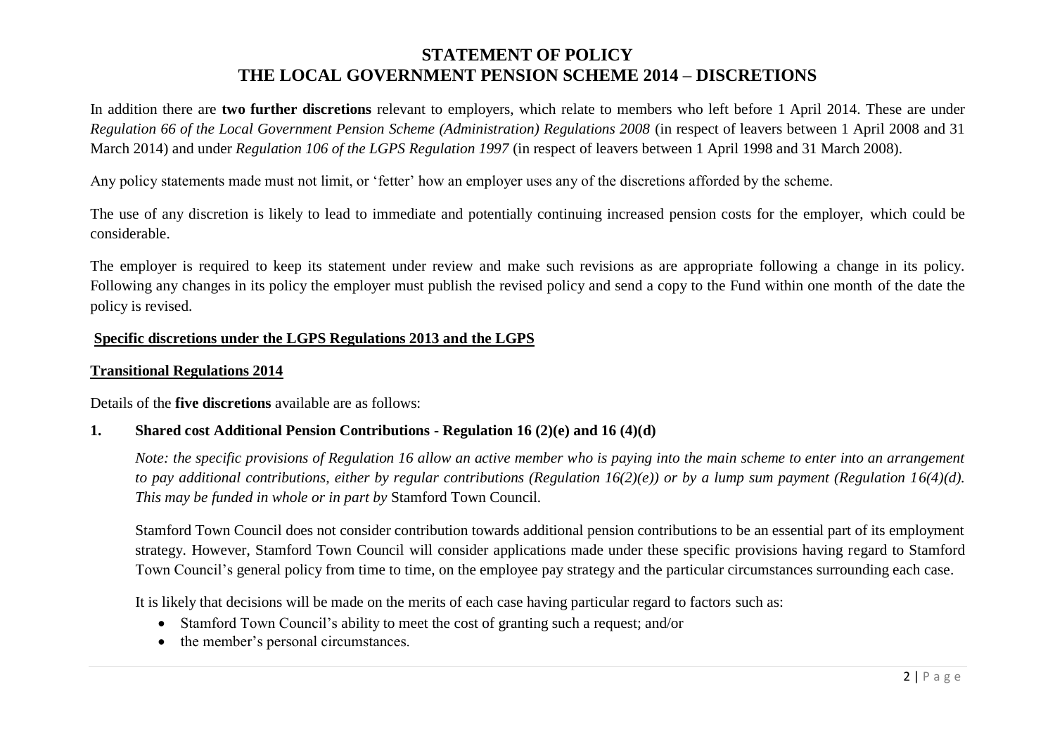# STATEMENT OF POLICY
# THE LOCAL GOVERNMENT PENSION SCHEME 2014 – DISCRETIONS

In addition there are **two further discretions** relevant to employers, which relate to members who left before 1 April 2014. These are under *Regulation 66 of the Local Government Pension Scheme (Administration) Regulations 2008* (in respect of leavers between 1 April 2008 and 31 March 2014) and under *Regulation 106 of the LGPS Regulation 1997* (in respect of leavers between 1 April 1998 and 31 March 2008).

Any policy statements made must not limit, or 'fetter' how an employer uses any of the discretions afforded by the scheme.

The use of any discretion is likely to lead to immediate and potentially continuing increased pension costs for the employer, which could be considerable.

The employer is required to keep its statement under review and make such revisions as are appropriate following a change in its policy. Following any changes in its policy the employer must publish the revised policy and send a copy to the Fund within one month of the date the policy is revised.

## Specific discretions under the LGPS Regulations 2013 and the LGPS

## Transitional Regulations 2014

Details of the **five discretions** available are as follows:

### 1. Shared cost Additional Pension Contributions - Regulation 16 (2)(e) and 16 (4)(d)

*Note: the specific provisions of Regulation 16 allow an active member who is paying into the main scheme to enter into an arrangement to pay additional contributions, either by regular contributions (Regulation 16(2)(e)) or by a lump sum payment (Regulation 16(4)(d). This may be funded in whole or in part by* Stamford Town Council.

Stamford Town Council does not consider contribution towards additional pension contributions to be an essential part of its employment strategy. However, Stamford Town Council will consider applications made under these specific provisions having regard to Stamford Town Council's general policy from time to time, on the employee pay strategy and the particular circumstances surrounding each case.

It is likely that decisions will be made on the merits of each case having particular regard to factors such as:

- Stamford Town Council's ability to meet the cost of granting such a request; and/or
- the member's personal circumstances.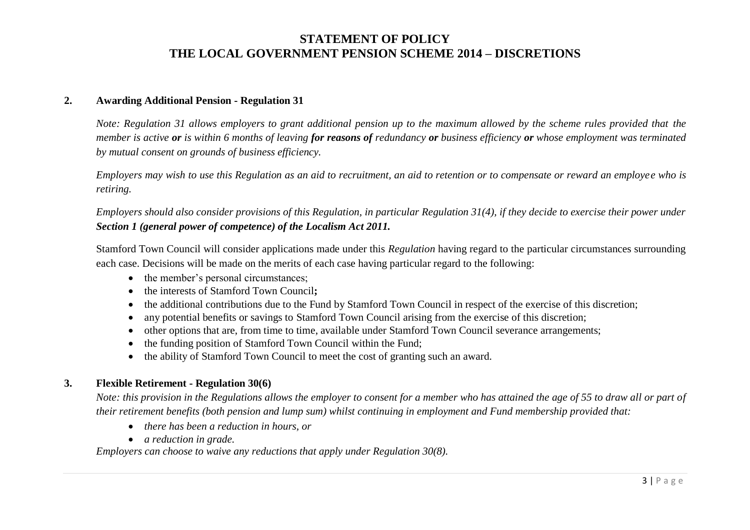# STATEMENT OF POLICY
# THE LOCAL GOVERNMENT PENSION SCHEME 2014 – DISCRETIONS

## 2. Awarding Additional Pension - Regulation 31

*Note: Regulation 31 allows employers to grant additional pension up to the maximum allowed by the scheme rules provided that the member is active* ***or*** *is within 6 months of leaving* ***for reasons of*** *redundancy* ***or*** *business efficiency* ***or*** *whose employment was terminated by mutual consent on grounds of business efficiency.*

*Employers may wish to use this Regulation as an aid to recruitment, an aid to retention or to compensate or reward an employee who is retiring.*

*Employers should also consider provisions of this Regulation, in particular Regulation 31(4), if they decide to exercise their power under* ***Section 1 (general power of competence) of the Localism Act 2011.***

Stamford Town Council will consider applications made under this *Regulation* having regard to the particular circumstances surrounding each case. Decisions will be made on the merits of each case having particular regard to the following:

- the member's personal circumstances;
- the interests of Stamford Town Council**;**
- the additional contributions due to the Fund by Stamford Town Council in respect of the exercise of this discretion;
- any potential benefits or savings to Stamford Town Council arising from the exercise of this discretion;
- other options that are, from time to time, available under Stamford Town Council severance arrangements;
- the funding position of Stamford Town Council within the Fund;
- the ability of Stamford Town Council to meet the cost of granting such an award.

## 3. Flexible Retirement - Regulation 30(6)

*Note: this provision in the Regulations allows the employer to consent for a member who has attained the age of 55 to draw all or part of their retirement benefits (both pension and lump sum) whilst continuing in employment and Fund membership provided that:*

- *there has been a reduction in hours, or*
- *a reduction in grade.*

*Employers can choose to waive any reductions that apply under Regulation 30(8).*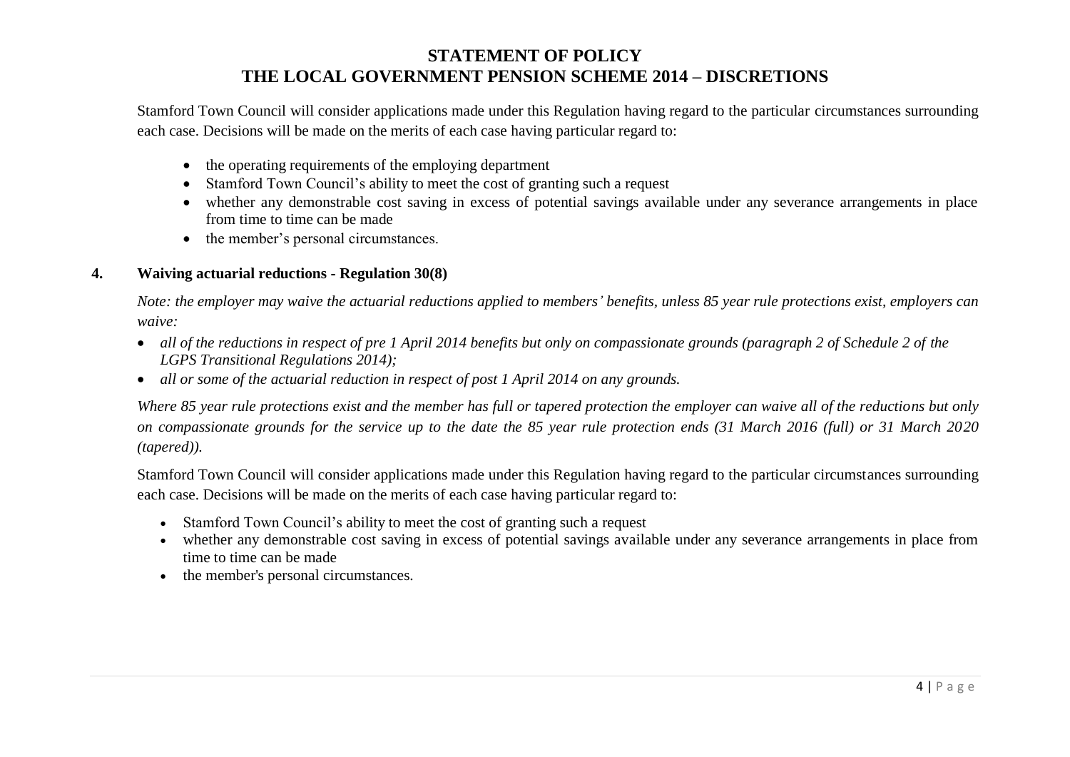# STATEMENT OF POLICY
# THE LOCAL GOVERNMENT PENSION SCHEME 2014 – DISCRETIONS

Stamford Town Council will consider applications made under this Regulation having regard to the particular circumstances surrounding each case. Decisions will be made on the merits of each case having particular regard to:

- the operating requirements of the employing department
- Stamford Town Council's ability to meet the cost of granting such a request
- whether any demonstrable cost saving in excess of potential savings available under any severance arrangements in place from time to time can be made
- the member's personal circumstances.

## 4. Waiving actuarial reductions - Regulation 30(8)

*Note: the employer may waive the actuarial reductions applied to members' benefits, unless 85 year rule protections exist, employers can waive:*

- *all of the reductions in respect of pre 1 April 2014 benefits but only on compassionate grounds (paragraph 2 of Schedule 2 of the LGPS Transitional Regulations 2014);*
- *all or some of the actuarial reduction in respect of post 1 April 2014 on any grounds.*

*Where 85 year rule protections exist and the member has full or tapered protection the employer can waive all of the reductions but only on compassionate grounds for the service up to the date the 85 year rule protection ends (31 March 2016 (full) or 31 March 2020 (tapered)).*

Stamford Town Council will consider applications made under this Regulation having regard to the particular circumstances surrounding each case. Decisions will be made on the merits of each case having particular regard to:

- Stamford Town Council's ability to meet the cost of granting such a request
- whether any demonstrable cost saving in excess of potential savings available under any severance arrangements in place from time to time can be made
- the member's personal circumstances.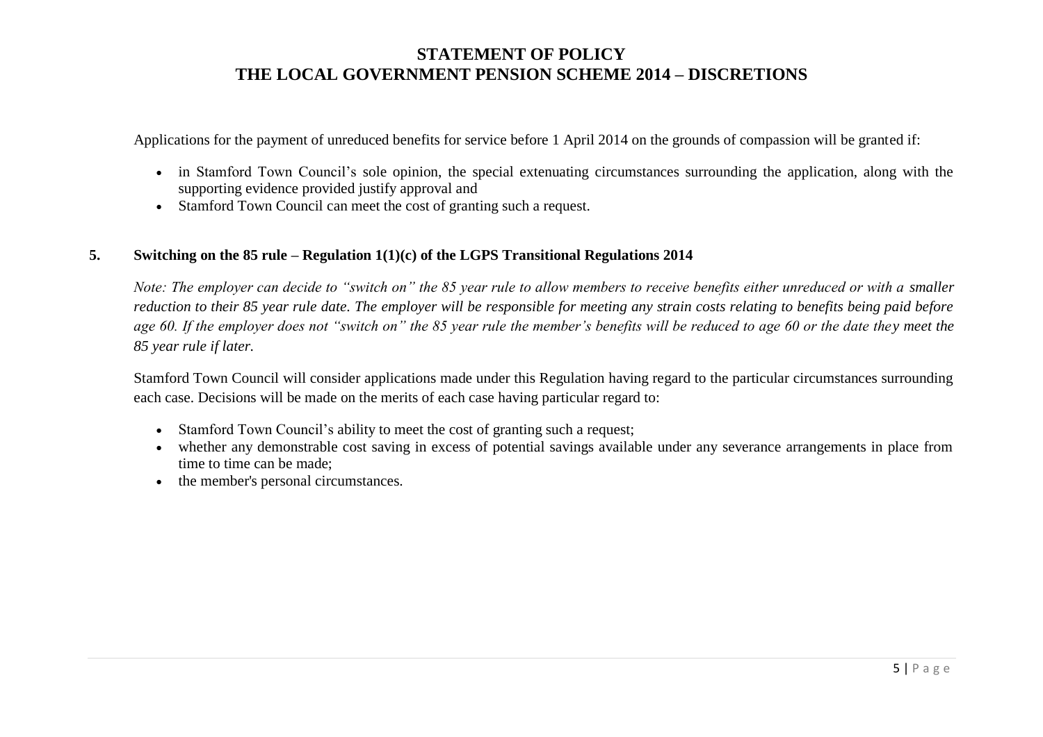Applications for the payment of unreduced benefits for service before 1 April 2014 on the grounds of compassion will be granted if:

- in Stamford Town Council's sole opinion, the special extenuating circumstances surrounding the application, along with the supporting evidence provided justify approval and
- Stamford Town Council can meet the cost of granting such a request.

## 5. Switching on the 85 rule – Regulation 1(1)(c) of the LGPS Transitional Regulations 2014

*Note: The employer can decide to "switch on" the 85 year rule to allow members to receive benefits either unreduced or with a smaller reduction to their 85 year rule date. The employer will be responsible for meeting any strain costs relating to benefits being paid before age 60. If the employer does not "switch on" the 85 year rule the member's benefits will be reduced to age 60 or the date they meet the 85 year rule if later.*

Stamford Town Council will consider applications made under this Regulation having regard to the particular circumstances surrounding each case. Decisions will be made on the merits of each case having particular regard to:

- Stamford Town Council's ability to meet the cost of granting such a request;
- whether any demonstrable cost saving in excess of potential savings available under any severance arrangements in place from time to time can be made;
- the member's personal circumstances.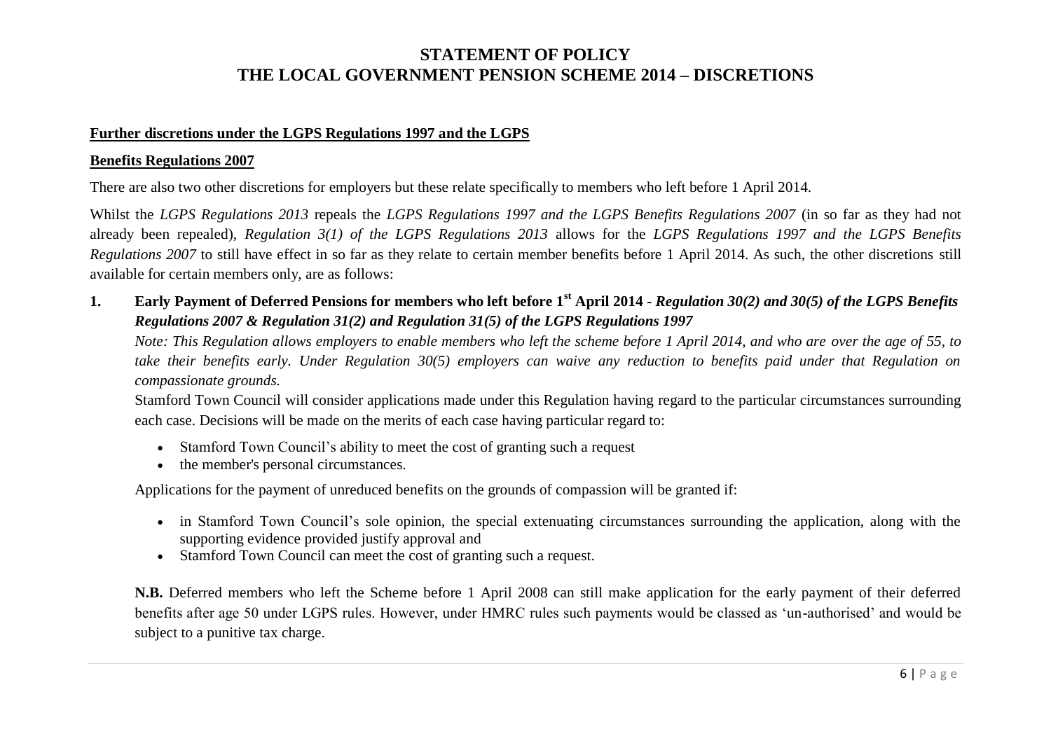# STATEMENT OF POLICY
# THE LOCAL GOVERNMENT PENSION SCHEME 2014 – DISCRETIONS

**Further discretions under the LGPS Regulations 1997 and the LGPS**

**Benefits Regulations 2007**

There are also two other discretions for employers but these relate specifically to members who left before 1 April 2014.

Whilst the *LGPS Regulations 2013* repeals the *LGPS Regulations 1997 and the LGPS Benefits Regulations 2007* (in so far as they had not already been repealed), *Regulation 3(1) of the LGPS Regulations 2013* allows for the *LGPS Regulations 1997 and the LGPS Benefits Regulations 2007* to still have effect in so far as they relate to certain member benefits before 1 April 2014. As such, the other discretions still available for certain members only, are as follows:

**1. Early Payment of Deferred Pensions for members who left before 1st April 2014 -** ***Regulation 30(2) and 30(5) of the LGPS Benefits Regulations 2007 & Regulation 31(2) and Regulation 31(5) of the LGPS Regulations 1997***

*Note: This Regulation allows employers to enable members who left the scheme before 1 April 2014, and who are over the age of 55, to take their benefits early. Under Regulation 30(5) employers can waive any reduction to benefits paid under that Regulation on compassionate grounds.*

Stamford Town Council will consider applications made under this Regulation having regard to the particular circumstances surrounding each case. Decisions will be made on the merits of each case having particular regard to:

- Stamford Town Council's ability to meet the cost of granting such a request
- the member's personal circumstances.

Applications for the payment of unreduced benefits on the grounds of compassion will be granted if:

- in Stamford Town Council's sole opinion, the special extenuating circumstances surrounding the application, along with the supporting evidence provided justify approval and
- Stamford Town Council can meet the cost of granting such a request.

**N.B.** Deferred members who left the Scheme before 1 April 2008 can still make application for the early payment of their deferred benefits after age 50 under LGPS rules. However, under HMRC rules such payments would be classed as 'un-authorised' and would be subject to a punitive tax charge.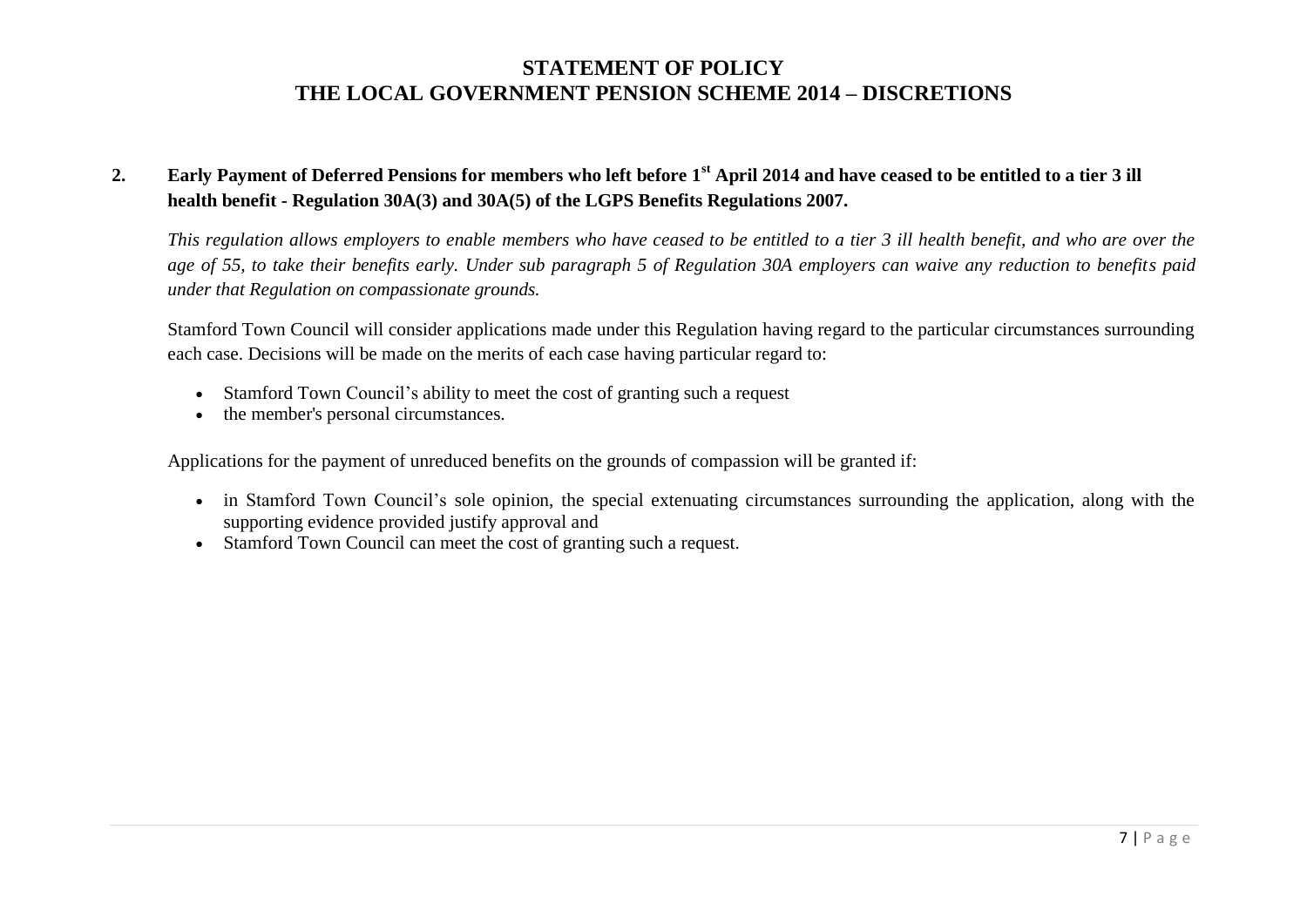# STATEMENT OF POLICY
# THE LOCAL GOVERNMENT PENSION SCHEME 2014 – DISCRETIONS

## 2. Early Payment of Deferred Pensions for members who left before 1st April 2014 and have ceased to be entitled to a tier 3 ill health benefit - Regulation 30A(3) and 30A(5) of the LGPS Benefits Regulations 2007.

*This regulation allows employers to enable members who have ceased to be entitled to a tier 3 ill health benefit, and who are over the age of 55, to take their benefits early. Under sub paragraph 5 of Regulation 30A employers can waive any reduction to benefits paid under that Regulation on compassionate grounds.*

Stamford Town Council will consider applications made under this Regulation having regard to the particular circumstances surrounding each case. Decisions will be made on the merits of each case having particular regard to:

- Stamford Town Council's ability to meet the cost of granting such a request
- the member's personal circumstances.

Applications for the payment of unreduced benefits on the grounds of compassion will be granted if:

- in Stamford Town Council's sole opinion, the special extenuating circumstances surrounding the application, along with the supporting evidence provided justify approval and
- Stamford Town Council can meet the cost of granting such a request.